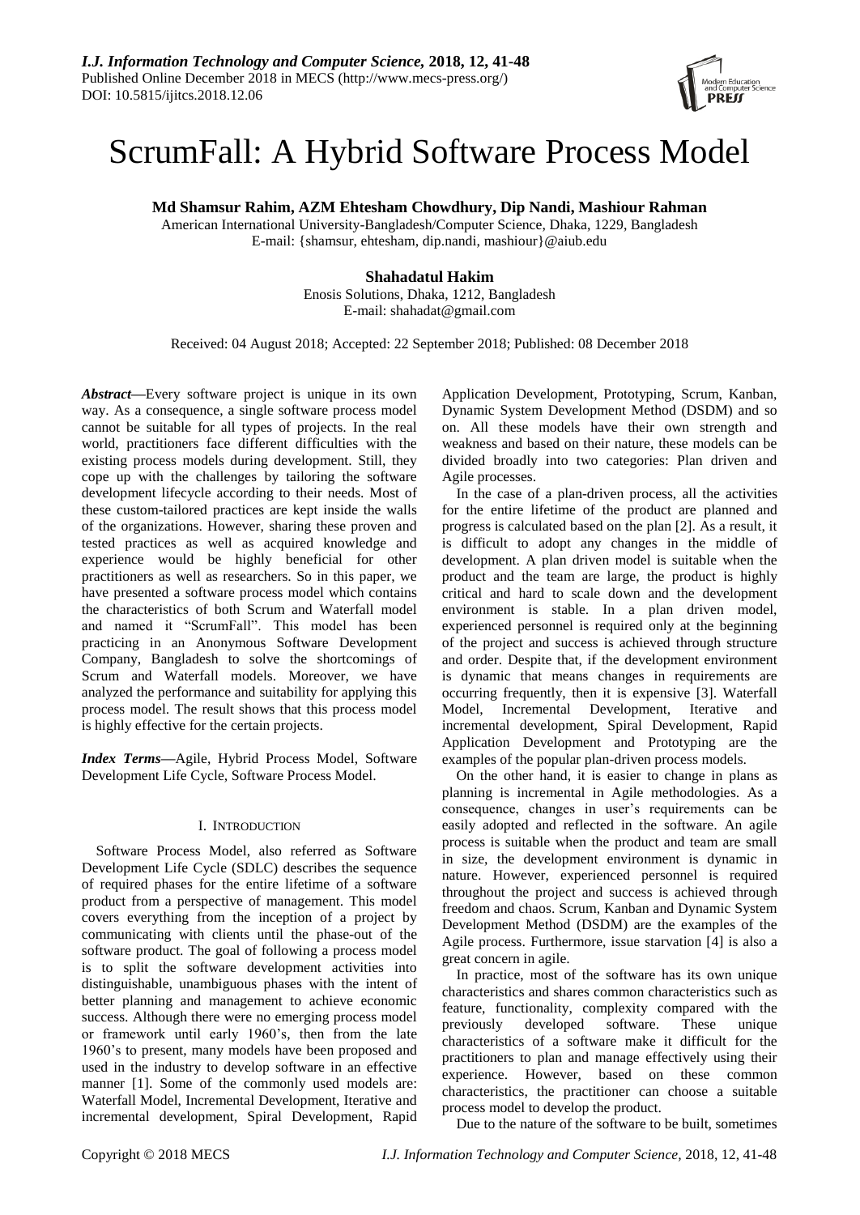# ScrumFall: A Hybrid Software Process Model

**Md Shamsur Rahim, AZM Ehtesham Chowdhury, Dip Nandi, Mashiour Rahman**

American International University-Bangladesh/Computer Science, Dhaka, 1229, Bangladesh
E-mail: {shamsur, ehtesham, dip.nandi, mashiour}@aiub.edu

**Shahadatul Hakim**

Enosis Solutions, Dhaka, 1212, Bangladesh
E-mail: shahadat@gmail.com

Received: 04 August 2018; Accepted: 22 September 2018; Published: 08 December 2018

***Abstract***—Every software project is unique in its own way. As a consequence, a single software process model cannot be suitable for all types of projects. In the real world, practitioners face different difficulties with the existing process models during development. Still, they cope up with the challenges by tailoring the software development lifecycle according to their needs. Most of these custom-tailored practices are kept inside the walls of the organizations. However, sharing these proven and tested practices as well as acquired knowledge and experience would be highly beneficial for other practitioners as well as researchers. So in this paper, we have presented a software process model which contains the characteristics of both Scrum and Waterfall model and named it "ScrumFall". This model has been practicing in an Anonymous Software Development Company, Bangladesh to solve the shortcomings of Scrum and Waterfall models. Moreover, we have analyzed the performance and suitability for applying this process model. The result shows that this process model is highly effective for the certain projects.

***Index Terms***—Agile, Hybrid Process Model, Software Development Life Cycle, Software Process Model.

## I. INTRODUCTION

Software Process Model, also referred as Software Development Life Cycle (SDLC) describes the sequence of required phases for the entire lifetime of a software product from a perspective of management. This model covers everything from the inception of a project by communicating with clients until the phase-out of the software product. The goal of following a process model is to split the software development activities into distinguishable, unambiguous phases with the intent of better planning and management to achieve economic success. Although there were no emerging process model or framework until early 1960's, then from the late 1960's to present, many models have been proposed and used in the industry to develop software in an effective manner [1]. Some of the commonly used models are: Waterfall Model, Incremental Development, Iterative and incremental development, Spiral Development, Rapid Application Development, Prototyping, Scrum, Kanban, Dynamic System Development Method (DSDM) and so on. All these models have their own strength and weakness and based on their nature, these models can be divided broadly into two categories: Plan driven and Agile processes.

In the case of a plan-driven process, all the activities for the entire lifetime of the product are planned and progress is calculated based on the plan [2]. As a result, it is difficult to adopt any changes in the middle of development. A plan driven model is suitable when the product and the team are large, the product is highly critical and hard to scale down and the development environment is stable. In a plan driven model, experienced personnel is required only at the beginning of the project and success is achieved through structure and order. Despite that, if the development environment is dynamic that means changes in requirements are occurring frequently, then it is expensive [3]. Waterfall Model, Incremental Development, Iterative and incremental development, Spiral Development, Rapid Application Development and Prototyping are the examples of the popular plan-driven process models.

On the other hand, it is easier to change in plans as planning is incremental in Agile methodologies. As a consequence, changes in user's requirements can be easily adopted and reflected in the software. An agile process is suitable when the product and team are small in size, the development environment is dynamic in nature. However, experienced personnel is required throughout the project and success is achieved through freedom and chaos. Scrum, Kanban and Dynamic System Development Method (DSDM) are the examples of the Agile process. Furthermore, issue starvation [4] is also a great concern in agile.

In practice, most of the software has its own unique characteristics and shares common characteristics such as feature, functionality, complexity compared with the previously developed software. These unique characteristics of a software make it difficult for the practitioners to plan and manage effectively using their experience. However, based on these common characteristics, the practitioner can choose a suitable process model to develop the product.

Due to the nature of the software to be built, sometimes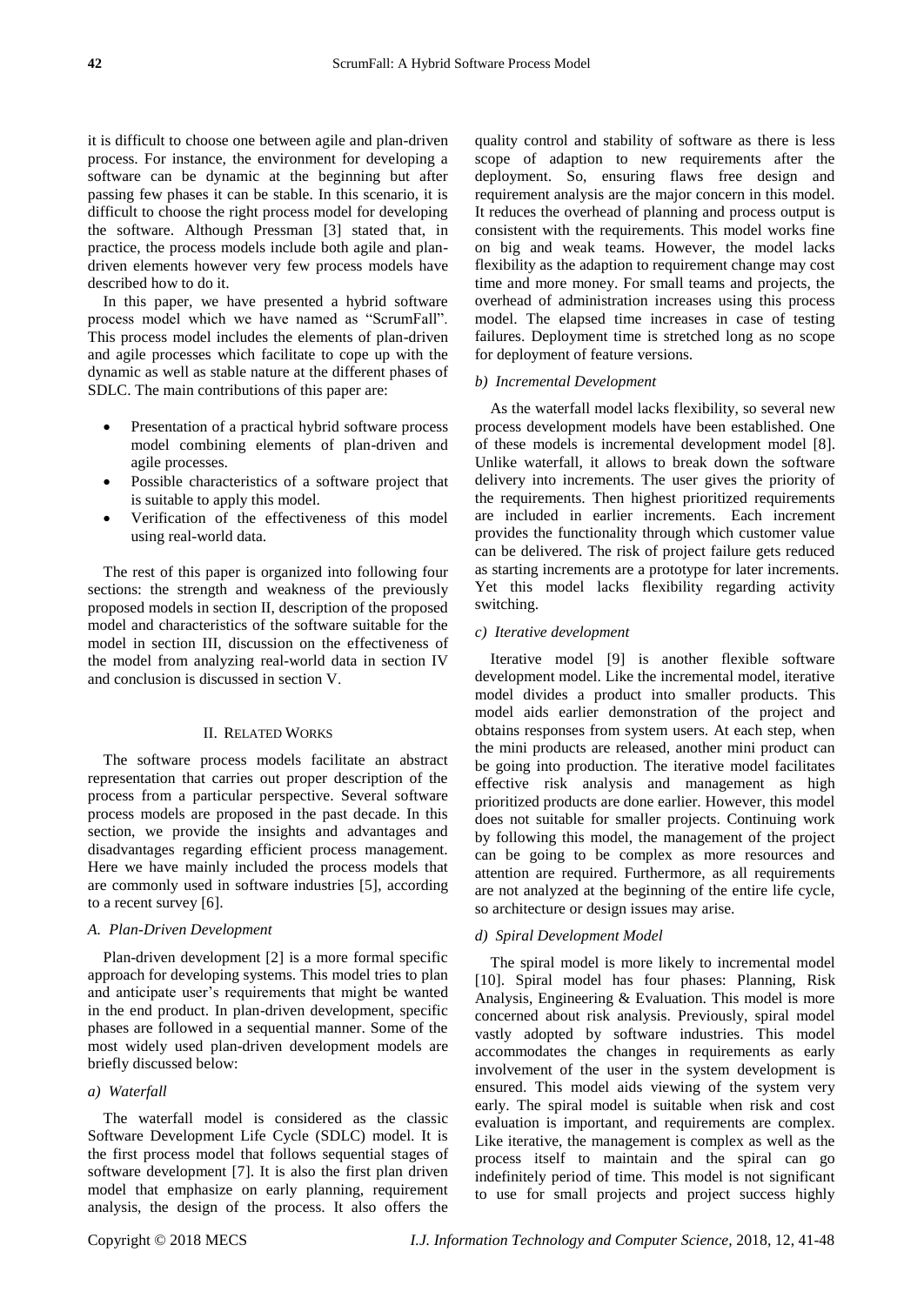it is difficult to choose one between agile and plan-driven process. For instance, the environment for developing a software can be dynamic at the beginning but after passing few phases it can be stable. In this scenario, it is difficult to choose the right process model for developing the software. Although Pressman [3] stated that, in practice, the process models include both agile and plan-driven elements however very few process models have described how to do it.

In this paper, we have presented a hybrid software process model which we have named as "ScrumFall". This process model includes the elements of plan-driven and agile processes which facilitate to cope up with the dynamic as well as stable nature at the different phases of SDLC. The main contributions of this paper are:

- Presentation of a practical hybrid software process model combining elements of plan-driven and agile processes.
- Possible characteristics of a software project that is suitable to apply this model.
- Verification of the effectiveness of this model using real-world data.

The rest of this paper is organized into following four sections: the strength and weakness of the previously proposed models in section II, description of the proposed model and characteristics of the software suitable for the model in section III, discussion on the effectiveness of the model from analyzing real-world data in section IV and conclusion is discussed in section V.

## II. Related Works

The software process models facilitate an abstract representation that carries out proper description of the process from a particular perspective. Several software process models are proposed in the past decade. In this section, we provide the insights and advantages and disadvantages regarding efficient process management. Here we have mainly included the process models that are commonly used in software industries [5], according to a recent survey [6].

### A. Plan-Driven Development

Plan-driven development [2] is a more formal specific approach for developing systems. This model tries to plan and anticipate user's requirements that might be wanted in the end product. In plan-driven development, specific phases are followed in a sequential manner. Some of the most widely used plan-driven development models are briefly discussed below:

#### a) Waterfall

The waterfall model is considered as the classic Software Development Life Cycle (SDLC) model. It is the first process model that follows sequential stages of software development [7]. It is also the first plan driven model that emphasize on early planning, requirement analysis, the design of the process. It also offers the quality control and stability of software as there is less scope of adaption to new requirements after the deployment. So, ensuring flaws free design and requirement analysis are the major concern in this model. It reduces the overhead of planning and process output is consistent with the requirements. This model works fine on big and weak teams. However, the model lacks flexibility as the adaption to requirement change may cost time and more money. For small teams and projects, the overhead of administration increases using this process model. The elapsed time increases in case of testing failures. Deployment time is stretched long as no scope for deployment of feature versions.

#### b) Incremental Development

As the waterfall model lacks flexibility, so several new process development models have been established. One of these models is incremental development model [8]. Unlike waterfall, it allows to break down the software delivery into increments. The user gives the priority of the requirements. Then highest prioritized requirements are included in earlier increments. Each increment provides the functionality through which customer value can be delivered. The risk of project failure gets reduced as starting increments are a prototype for later increments. Yet this model lacks flexibility regarding activity switching.

#### c) Iterative development

Iterative model [9] is another flexible software development model. Like the incremental model, iterative model divides a product into smaller products. This model aids earlier demonstration of the project and obtains responses from system users. At each step, when the mini products are released, another mini product can be going into production. The iterative model facilitates effective risk analysis and management as high prioritized products are done earlier. However, this model does not suitable for smaller projects. Continuing work by following this model, the management of the project can be going to be complex as more resources and attention are required. Furthermore, as all requirements are not analyzed at the beginning of the entire life cycle, so architecture or design issues may arise.

#### d) Spiral Development Model

The spiral model is more likely to incremental model [10]. Spiral model has four phases: Planning, Risk Analysis, Engineering & Evaluation. This model is more concerned about risk analysis. Previously, spiral model vastly adopted by software industries. This model accommodates the changes in requirements as early involvement of the user in the system development is ensured. This model aids viewing of the system very early. The spiral model is suitable when risk and cost evaluation is important, and requirements are complex. Like iterative, the management is complex as well as the process itself to maintain and the spiral can go indefinitely period of time. This model is not significant to use for small projects and project success highly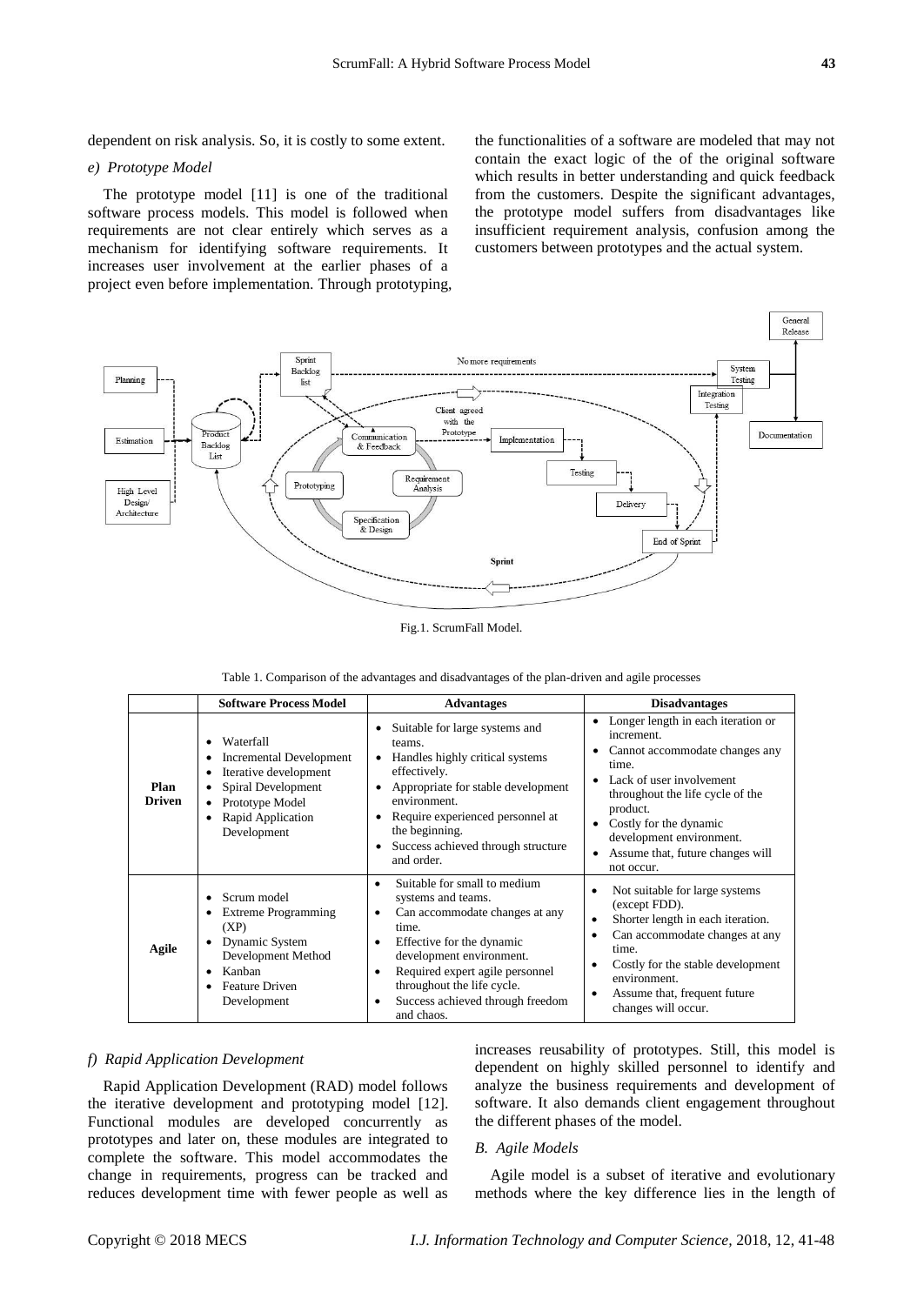dependent on risk analysis. So, it is costly to some extent.

*e) Prototype Model*

The prototype model [11] is one of the traditional software process models. This model is followed when requirements are not clear entirely which serves as a mechanism for identifying software requirements. It increases user involvement at the earlier phases of a project even before implementation. Through prototyping, the functionalities of a software are modeled that may not contain the exact logic of the of the original software which results in better understanding and quick feedback from the customers. Despite the significant advantages, the prototype model suffers from disadvantages like insufficient requirement analysis, confusion among the customers between prototypes and the actual system.

Fig.1. ScrumFall Model.

Table 1. Comparison of the advantages and disadvantages of the plan-driven and agile processes

| | Software Process Model | Advantages | Disadvantages |
|---|---|---|---|
| **Plan Driven** | • Waterfall<br>• Incremental Development<br>• Iterative development<br>• Spiral Development<br>• Prototype Model<br>• Rapid Application Development | • Suitable for large systems and teams.<br>• Handles highly critical systems effectively.<br>• Appropriate for stable development environment.<br>• Require experienced personnel at the beginning.<br>• Success achieved through structure and order. | • Longer length in each iteration or increment.<br>• Cannot accommodate changes any time.<br>• Lack of user involvement throughout the life cycle of the product.<br>• Costly for the dynamic development environment.<br>• Assume that, future changes will not occur. |
| **Agile** | • Scrum model<br>• Extreme Programming (XP)<br>• Dynamic System Development Method<br>• Kanban<br>• Feature Driven Development | • Suitable for small to medium systems and teams.<br>• Can accommodate changes at any time.<br>• Effective for the dynamic development environment.<br>• Required expert agile personnel throughout the life cycle.<br>• Success achieved through freedom and chaos. | • Not suitable for large systems (except FDD).<br>• Shorter length in each iteration.<br>• Can accommodate changes at any time.<br>• Costly for the stable development environment.<br>• Assume that, frequent future changes will occur. |

*f) Rapid Application Development*

Rapid Application Development (RAD) model follows the iterative development and prototyping model [12]. Functional modules are developed concurrently as prototypes and later on, these modules are integrated to complete the software. This model accommodates the change in requirements, progress can be tracked and reduces development time with fewer people as well as increases reusability of prototypes. Still, this model is dependent on highly skilled personnel to identify and analyze the business requirements and development of software. It also demands client engagement throughout the different phases of the model.

*B. Agile Models*

Agile model is a subset of iterative and evolutionary methods where the key difference lies in the length of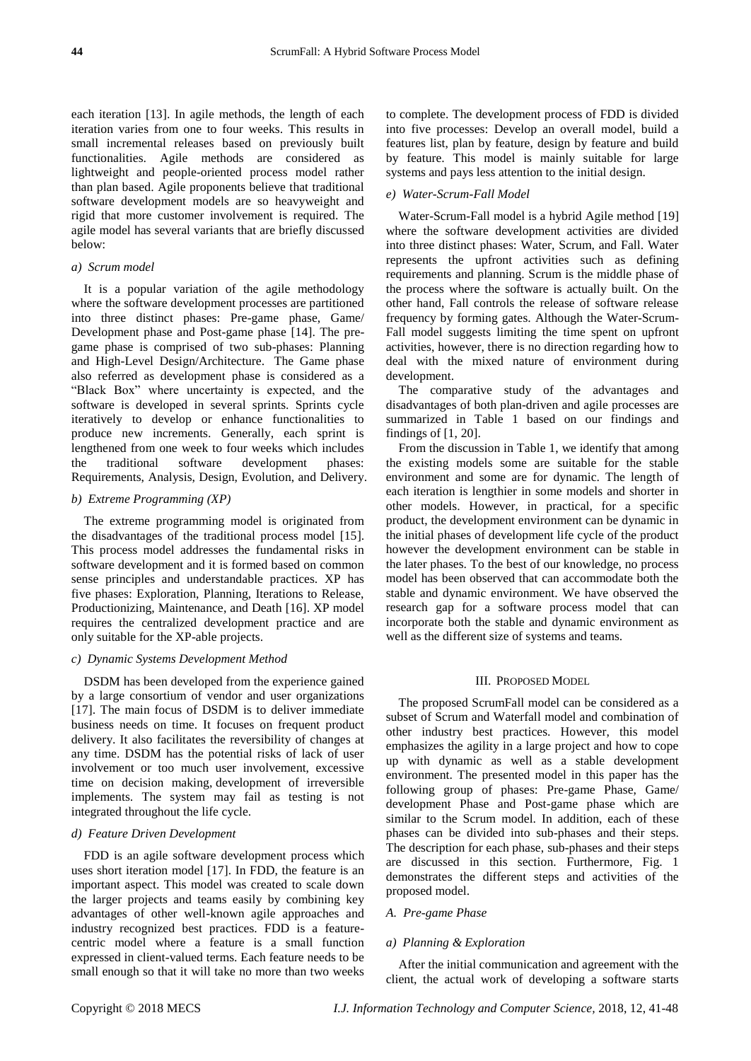each iteration [13]. In agile methods, the length of each iteration varies from one to four weeks. This results in small incremental releases based on previously built functionalities. Agile methods are considered as lightweight and people-oriented process model rather than plan based. Agile proponents believe that traditional software development models are so heavyweight and rigid that more customer involvement is required. The agile model has several variants that are briefly discussed below:

*a) Scrum model*

It is a popular variation of the agile methodology where the software development processes are partitioned into three distinct phases: Pre-game phase, Game/ Development phase and Post-game phase [14]. The pre-game phase is comprised of two sub-phases: Planning and High-Level Design/Architecture. The Game phase also referred as development phase is considered as a "Black Box" where uncertainty is expected, and the software is developed in several sprints. Sprints cycle iteratively to develop or enhance functionalities to produce new increments. Generally, each sprint is lengthened from one week to four weeks which includes the traditional software development phases: Requirements, Analysis, Design, Evolution, and Delivery.

*b) Extreme Programming (XP)*

The extreme programming model is originated from the disadvantages of the traditional process model [15]. This process model addresses the fundamental risks in software development and it is formed based on common sense principles and understandable practices. XP has five phases: Exploration, Planning, Iterations to Release, Productionizing, Maintenance, and Death [16]. XP model requires the centralized development practice and are only suitable for the XP-able projects.

*c) Dynamic Systems Development Method*

DSDM has been developed from the experience gained by a large consortium of vendor and user organizations [17]. The main focus of DSDM is to deliver immediate business needs on time. It focuses on frequent product delivery. It also facilitates the reversibility of changes at any time. DSDM has the potential risks of lack of user involvement or too much user involvement, excessive time on decision making, development of irreversible implements. The system may fail as testing is not integrated throughout the life cycle.

*d) Feature Driven Development*

FDD is an agile software development process which uses short iteration model [17]. In FDD, the feature is an important aspect. This model was created to scale down the larger projects and teams easily by combining key advantages of other well-known agile approaches and industry recognized best practices. FDD is a feature-centric model where a feature is a small function expressed in client-valued terms. Each feature needs to be small enough so that it will take no more than two weeks to complete. The development process of FDD is divided into five processes: Develop an overall model, build a features list, plan by feature, design by feature and build by feature. This model is mainly suitable for large systems and pays less attention to the initial design.

*e) Water-Scrum-Fall Model*

Water-Scrum-Fall model is a hybrid Agile method [19] where the software development activities are divided into three distinct phases: Water, Scrum, and Fall. Water represents the upfront activities such as defining requirements and planning. Scrum is the middle phase of the process where the software is actually built. On the other hand, Fall controls the release of software release frequency by forming gates. Although the Water-Scrum-Fall model suggests limiting the time spent on upfront activities, however, there is no direction regarding how to deal with the mixed nature of environment during development.

The comparative study of the advantages and disadvantages of both plan-driven and agile processes are summarized in Table 1 based on our findings and findings of [1, 20].

From the discussion in Table 1, we identify that among the existing models some are suitable for the stable environment and some are for dynamic. The length of each iteration is lengthier in some models and shorter in other models. However, in practical, for a specific product, the development environment can be dynamic in the initial phases of development life cycle of the product however the development environment can be stable in the later phases. To the best of our knowledge, no process model has been observed that can accommodate both the stable and dynamic environment. We have observed the research gap for a software process model that can incorporate both the stable and dynamic environment as well as the different size of systems and teams.

## III. Proposed Model

The proposed ScrumFall model can be considered as a subset of Scrum and Waterfall model and combination of other industry best practices. However, this model emphasizes the agility in a large project and how to cope up with dynamic as well as a stable development environment. The presented model in this paper has the following group of phases: Pre-game Phase, Game/ development Phase and Post-game phase which are similar to the Scrum model. In addition, each of these phases can be divided into sub-phases and their steps. The description for each phase, sub-phases and their steps are discussed in this section. Furthermore, Fig. 1 demonstrates the different steps and activities of the proposed model.

### A. Pre-game Phase

*a) Planning & Exploration*

After the initial communication and agreement with the client, the actual work of developing a software starts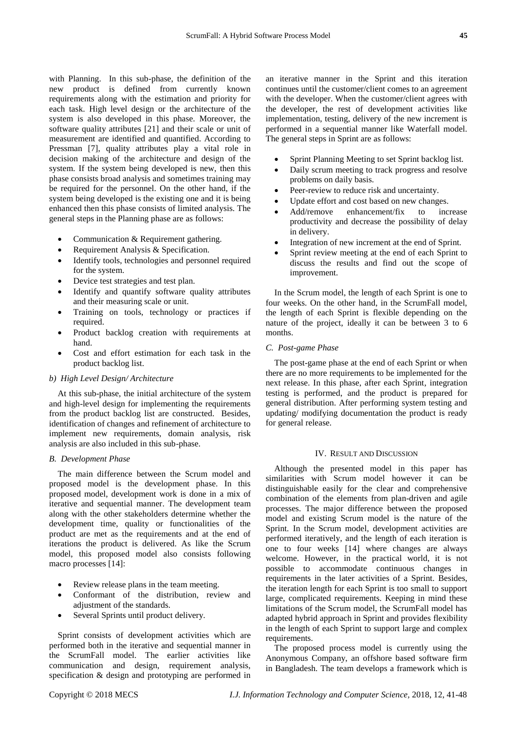with Planning. In this sub-phase, the definition of the new product is defined from currently known requirements along with the estimation and priority for each task. High level design or the architecture of the system is also developed in this phase. Moreover, the software quality attributes [21] and their scale or unit of measurement are identified and quantified. According to Pressman [7], quality attributes play a vital role in decision making of the architecture and design of the system. If the system being developed is new, then this phase consists broad analysis and sometimes training may be required for the personnel. On the other hand, if the system being developed is the existing one and it is being enhanced then this phase consists of limited analysis. The general steps in the Planning phase are as follows:

- Communication & Requirement gathering.
- Requirement Analysis & Specification.
- Identify tools, technologies and personnel required for the system.
- Device test strategies and test plan.
- Identify and quantify software quality attributes and their measuring scale or unit.
- Training on tools, technology or practices if required.
- Product backlog creation with requirements at hand.
- Cost and effort estimation for each task in the product backlog list.

#### *b) High Level Design/ Architecture*

At this sub-phase, the initial architecture of the system and high-level design for implementing the requirements from the product backlog list are constructed. Besides, identification of changes and refinement of architecture to implement new requirements, domain analysis, risk analysis are also included in this sub-phase.

### *B. Development Phase*

The main difference between the Scrum model and proposed model is the development phase. In this proposed model, development work is done in a mix of iterative and sequential manner. The development team along with the other stakeholders determine whether the development time, quality or functionalities of the product are met as the requirements and at the end of iterations the product is delivered. As like the Scrum model, this proposed model also consists following macro processes [14]:

- Review release plans in the team meeting.
- Conformant of the distribution, review and adjustment of the standards.
- Several Sprints until product delivery.

Sprint consists of development activities which are performed both in the iterative and sequential manner in the ScrumFall model. The earlier activities like communication and design, requirement analysis, specification & design and prototyping are performed in an iterative manner in the Sprint and this iteration continues until the customer/client comes to an agreement with the developer. When the customer/client agrees with the developer, the rest of development activities like implementation, testing, delivery of the new increment is performed in a sequential manner like Waterfall model. The general steps in Sprint are as follows:

- Sprint Planning Meeting to set Sprint backlog list.
- Daily scrum meeting to track progress and resolve problems on daily basis.
- Peer-review to reduce risk and uncertainty.
- Update effort and cost based on new changes.
- Add/remove enhancement/fix to increase productivity and decrease the possibility of delay in delivery.
- Integration of new increment at the end of Sprint.
- Sprint review meeting at the end of each Sprint to discuss the results and find out the scope of improvement.

In the Scrum model, the length of each Sprint is one to four weeks. On the other hand, in the ScrumFall model, the length of each Sprint is flexible depending on the nature of the project, ideally it can be between 3 to 6 months.

### *C. Post-game Phase*

The post-game phase at the end of each Sprint or when there are no more requirements to be implemented for the next release. In this phase, after each Sprint, integration testing is performed, and the product is prepared for general distribution. After performing system testing and updating/ modifying documentation the product is ready for general release.

## IV. Result and Discussion

Although the presented model in this paper has similarities with Scrum model however it can be distinguishable easily for the clear and comprehensive combination of the elements from plan-driven and agile processes. The major difference between the proposed model and existing Scrum model is the nature of the Sprint. In the Scrum model, development activities are performed iteratively, and the length of each iteration is one to four weeks [14] where changes are always welcome. However, in the practical world, it is not possible to accommodate continuous changes in requirements in the later activities of a Sprint. Besides, the iteration length for each Sprint is too small to support large, complicated requirements. Keeping in mind these limitations of the Scrum model, the ScrumFall model has adapted hybrid approach in Sprint and provides flexibility in the length of each Sprint to support large and complex requirements.

The proposed process model is currently using the Anonymous Company, an offshore based software firm in Bangladesh. The team develops a framework which is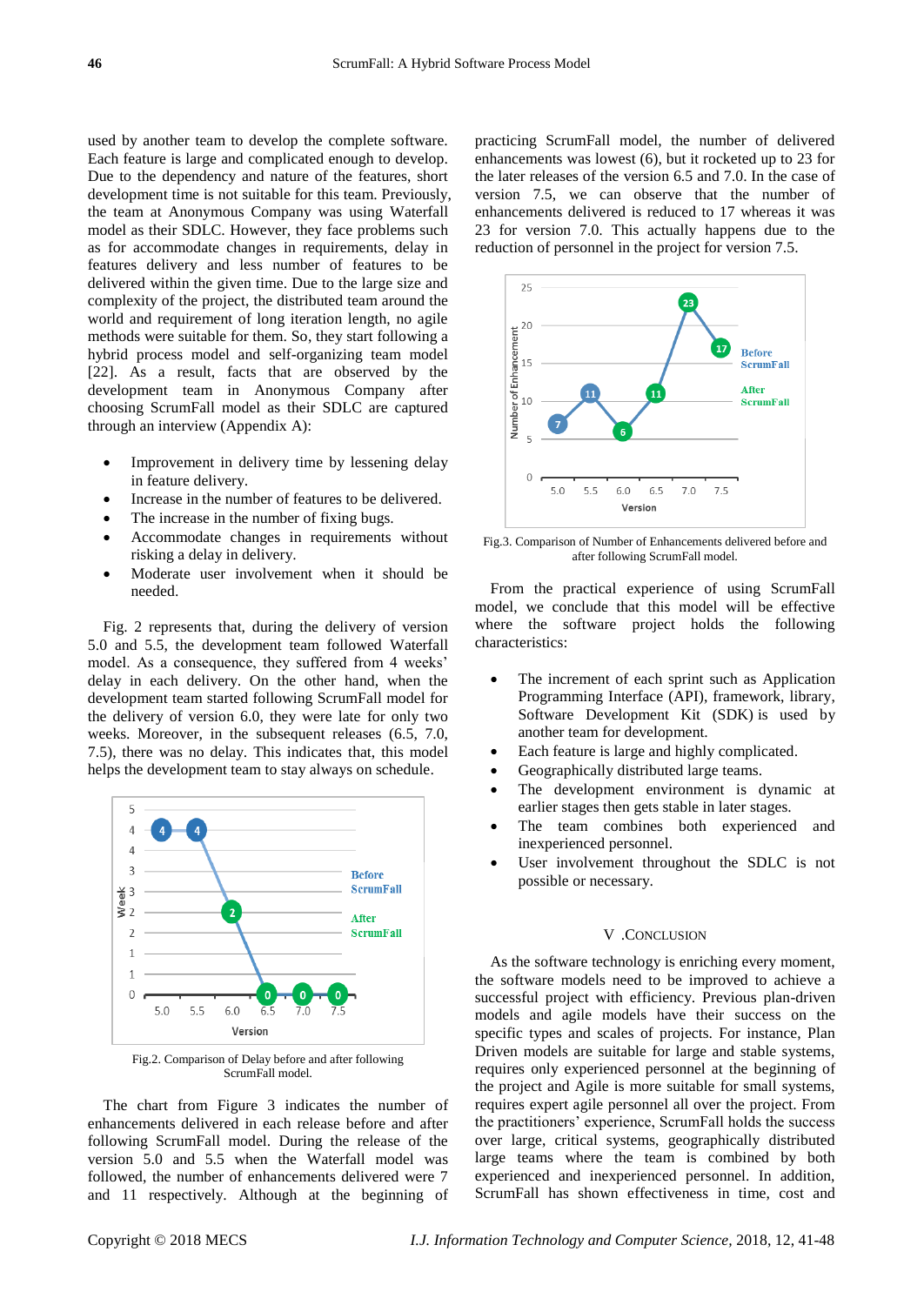used by another team to develop the complete software. Each feature is large and complicated enough to develop. Due to the dependency and nature of the features, short development time is not suitable for this team. Previously, the team at Anonymous Company was using Waterfall model as their SDLC. However, they face problems such as for accommodate changes in requirements, delay in features delivery and less number of features to be delivered within the given time. Due to the large size and complexity of the project, the distributed team around the world and requirement of long iteration length, no agile methods were suitable for them. So, they start following a hybrid process model and self-organizing team model [22]. As a result, facts that are observed by the development team in Anonymous Company after choosing ScrumFall model as their SDLC are captured through an interview (Appendix A):

- Improvement in delivery time by lessening delay in feature delivery.
- Increase in the number of features to be delivered.
- The increase in the number of fixing bugs.
- Accommodate changes in requirements without risking a delay in delivery.
- Moderate user involvement when it should be needed.

Fig. 2 represents that, during the delivery of version 5.0 and 5.5, the development team followed Waterfall model. As a consequence, they suffered from 4 weeks' delay in each delivery. On the other hand, when the development team started following ScrumFall model for the delivery of version 6.0, they were late for only two weeks. Moreover, in the subsequent releases (6.5, 7.0, 7.5), there was no delay. This indicates that, this model helps the development team to stay always on schedule.

Fig.2. Comparison of Delay before and after following ScrumFall model.

The chart from Figure 3 indicates the number of enhancements delivered in each release before and after following ScrumFall model. During the release of the version 5.0 and 5.5 when the Waterfall model was followed, the number of enhancements delivered were 7 and 11 respectively. Although at the beginning of practicing ScrumFall model, the number of delivered enhancements was lowest (6), but it rocketed up to 23 for the later releases of the version 6.5 and 7.0. In the case of version 7.5, we can observe that the number of enhancements delivered is reduced to 17 whereas it was 23 for version 7.0. This actually happens due to the reduction of personnel in the project for version 7.5.

Fig.3. Comparison of Number of Enhancements delivered before and after following ScrumFall model.

From the practical experience of using ScrumFall model, we conclude that this model will be effective where the software project holds the following characteristics:

- The increment of each sprint such as Application Programming Interface (API), framework, library, Software Development Kit (SDK) is used by another team for development.
- Each feature is large and highly complicated.
- Geographically distributed large teams.
- The development environment is dynamic at earlier stages then gets stable in later stages.
- The team combines both experienced and inexperienced personnel.
- User involvement throughout the SDLC is not possible or necessary.

## V. CONCLUSION

As the software technology is enriching every moment, the software models need to be improved to achieve a successful project with efficiency. Previous plan-driven models and agile models have their success on the specific types and scales of projects. For instance, Plan Driven models are suitable for large and stable systems, requires only experienced personnel at the beginning of the project and Agile is more suitable for small systems, requires expert agile personnel all over the project. From the practitioners' experience, ScrumFall holds the success over large, critical systems, geographically distributed large teams where the team is combined by both experienced and inexperienced personnel. In addition, ScrumFall has shown effectiveness in time, cost and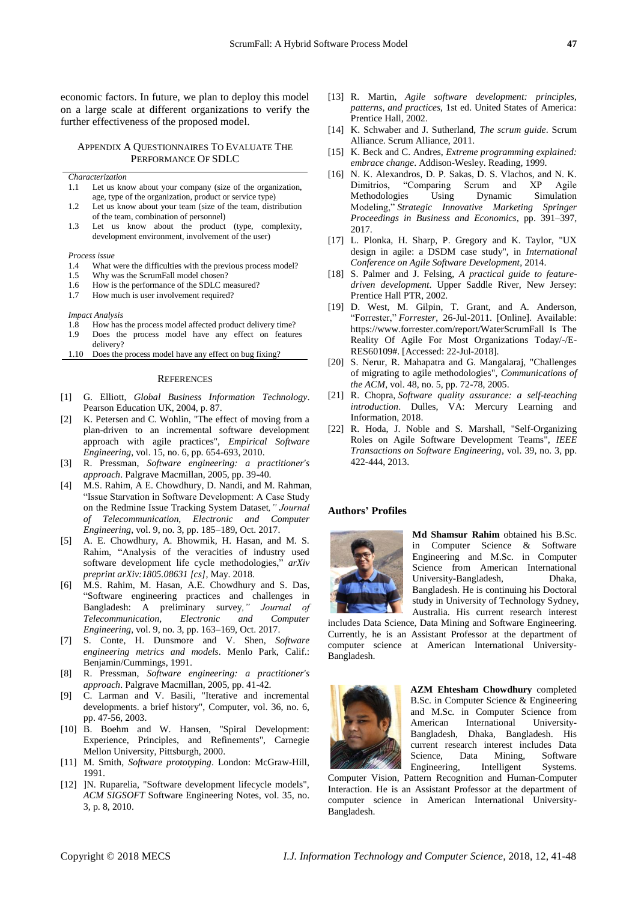economic factors. In future, we plan to deploy this model on a large scale at different organizations to verify the further effectiveness of the proposed model.

## Appendix A Questionnaires To Evaluate The Performance Of SDLC

*Characterization*

1.1 Let us know about your company (size of the organization, age, type of the organization, product or service type)

1.2 Let us know about your team (size of the team, distribution of the team, combination of personnel)

1.3 Let us know about the product (type, complexity, development environment, involvement of the user)

*Process issue*

1.4 What were the difficulties with the previous process model?

1.5 Why was the ScrumFall model chosen?

1.6 How is the performance of the SDLC measured?

1.7 How much is user involvement required?

*Impact Analysis*

1.8 How has the process model affected product delivery time?

1.9 Does the process model have any effect on features delivery?

1.10 Does the process model have any effect on bug fixing?

## References

[1] G. Elliott, *Global Business Information Technology*. Pearson Education UK, 2004, p. 87.

[2] K. Petersen and C. Wohlin, "The effect of moving from a plan-driven to an incremental software development approach with agile practices", *Empirical Software Engineering*, vol. 15, no. 6, pp. 654-693, 2010.

[3] R. Pressman, *Software engineering: a practitioner's approach*. Palgrave Macmillan, 2005, pp. 39-40.

[4] M.S. Rahim, A E. Chowdhury, D. Nandi, and M. Rahman, "Issue Starvation in Software Development: A Case Study on the Redmine Issue Tracking System Dataset*," Journal of Telecommunication, Electronic and Computer Engineering*, vol. 9, no. 3, pp. 185–189, Oct. 2017.

[5] A. E. Chowdhury, A. Bhowmik, H. Hasan, and M. S. Rahim, "Analysis of the veracities of industry used software development life cycle methodologies," *arXiv preprint arXiv:1805.08631 [cs]*, May. 2018.

[6] M.S. Rahim, M. Hasan, A.E. Chowdhury and S. Das, "Software engineering practices and challenges in Bangladesh: A preliminary survey*," Journal of Telecommunication, Electronic and Computer Engineering*, vol. 9, no. 3, pp. 163–169, Oct. 2017.

[7] S. Conte, H. Dunsmore and V. Shen, *Software engineering metrics and models*. Menlo Park, Calif.: Benjamin/Cummings, 1991.

[8] R. Pressman, *Software engineering: a practitioner's approach*. Palgrave Macmillan, 2005, pp. 41-42.

[9] C. Larman and V. Basili, "Iterative and incremental developments. a brief history", Computer, vol. 36, no. 6, pp. 47-56, 2003.

[10] B. Boehm and W. Hansen, "Spiral Development: Experience, Principles, and Refinements", Carnegie Mellon University, Pittsburgh, 2000.

[11] M. Smith, *Software prototyping*. London: McGraw-Hill, 1991.

[12] ]N. Ruparelia, "Software development lifecycle models", *ACM SIGSOFT* Software Engineering Notes, vol. 35, no. 3, p. 8, 2010.

[13] R. Martin, *Agile software development: principles, patterns, and practices*, 1st ed. United States of America: Prentice Hall, 2002.

[14] K. Schwaber and J. Sutherland, *The scrum guide*. Scrum Alliance. Scrum Alliance, 2011.

[15] K. Beck and C. Andres, *Extreme programming explained: embrace change*. Addison-Wesley. Reading, 1999.

[16] N. K. Alexandros, D. P. Sakas, D. S. Vlachos, and N. K. Dimitrios, "Comparing Scrum and XP Agile Methodologies Using Dynamic Simulation Modeling," *Strategic Innovative Marketing Springer Proceedings in Business and Economics*, pp. 391–397, 2017.

[17] L. Plonka, H. Sharp, P. Gregory and K. Taylor, "UX design in agile: a DSDM case study", in *International Conference on Agile Software Development*, 2014.

[18] S. Palmer and J. Felsing, *A practical guide to feature-driven development*. Upper Saddle River, New Jersey: Prentice Hall PTR, 2002.

[19] D. West, M. Gilpin, T. Grant, and A. Anderson, "Forrester," *Forrester*, 26-Jul-2011. [Online]. Available: https://www.forrester.com/report/WaterScrumFall Is The Reality Of Agile For Most Organizations Today/-/E-RES60109#. [Accessed: 22-Jul-2018].

[20] S. Nerur, R. Mahapatra and G. Mangalaraj, "Challenges of migrating to agile methodologies", *Communications of the ACM*, vol. 48, no. 5, pp. 72-78, 2005.

[21] R. Chopra, *Software quality assurance: a self-teaching introduction*. Dulles, VA: Mercury Learning and Information, 2018.

[22] R. Hoda, J. Noble and S. Marshall, "Self-Organizing Roles on Agile Software Development Teams", *IEEE Transactions on Software Engineering*, vol. 39, no. 3, pp. 422-444, 2013.

## Authors' Profiles

**Md Shamsur Rahim** obtained his B.Sc. in Computer Science & Software Engineering and M.Sc. in Computer Science from American International University-Bangladesh, Dhaka, Bangladesh. He is continuing his Doctoral study in University of Technology Sydney, Australia. His current research interest includes Data Science, Data Mining and Software Engineering. Currently, he is an Assistant Professor at the department of computer science at American International University-Bangladesh.

**AZM Ehtesham Chowdhury** completed B.Sc. in Computer Science & Engineering and M.Sc. in Computer Science from American International University-Bangladesh, Dhaka, Bangladesh. His current research interest includes Data Science, Data Mining, Software Engineering, Intelligent Systems. Computer Vision, Pattern Recognition and Human-Computer Interaction. He is an Assistant Professor at the department of computer science in American International University-Bangladesh.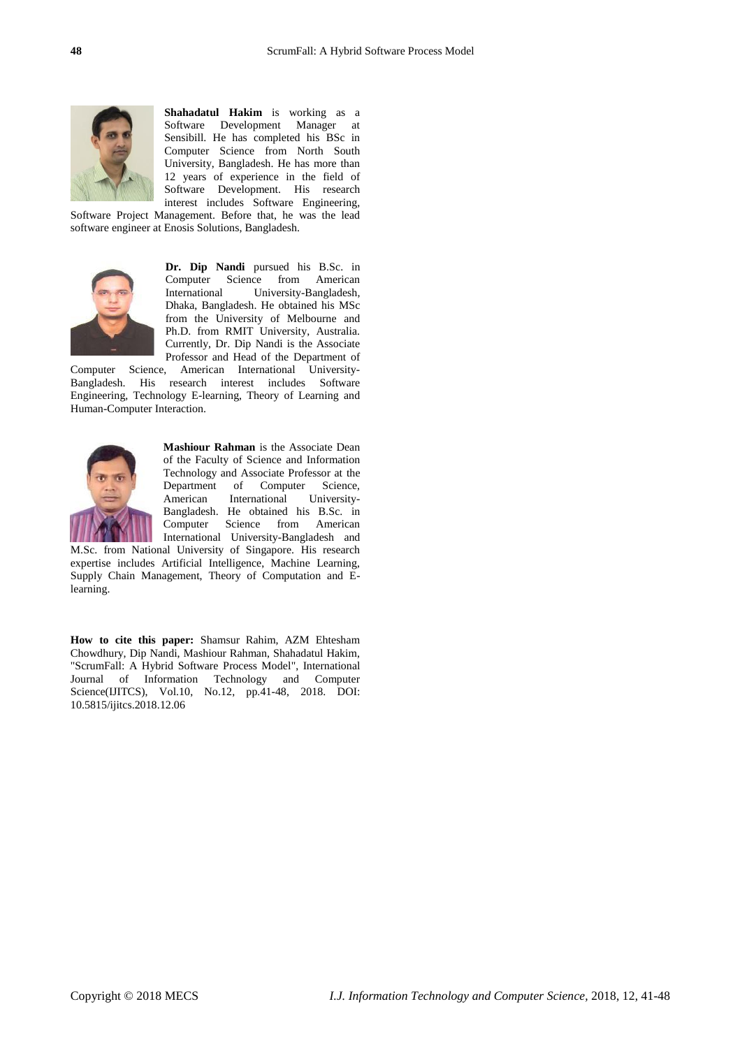**Shahadatul Hakim** is working as a Software Development Manager at Sensibill. He has completed his BSc in Computer Science from North South University, Bangladesh. He has more than 12 years of experience in the field of Software Development. His research interest includes Software Engineering, Software Project Management. Before that, he was the lead software engineer at Enosis Solutions, Bangladesh.

**Dr. Dip Nandi** pursued his B.Sc. in Computer Science from American International University-Bangladesh, Dhaka, Bangladesh. He obtained his MSc from the University of Melbourne and Ph.D. from RMIT University, Australia. Currently, Dr. Dip Nandi is the Associate Professor and Head of the Department of Computer Science, American International University-Bangladesh. His research interest includes Software Engineering, Technology E-learning, Theory of Learning and Human-Computer Interaction.

**Mashiour Rahman** is the Associate Dean of the Faculty of Science and Information Technology and Associate Professor at the Department of Computer Science, American International University-Bangladesh. He obtained his B.Sc. in Computer Science from American International University-Bangladesh and M.Sc. from National University of Singapore. His research expertise includes Artificial Intelligence, Machine Learning, Supply Chain Management, Theory of Computation and E-learning.

**How to cite this paper:** Shamsur Rahim, AZM Ehtesham Chowdhury, Dip Nandi, Mashiour Rahman, Shahadatul Hakim, "ScrumFall: A Hybrid Software Process Model", International Journal of Information Technology and Computer Science(IJITCS), Vol.10, No.12, pp.41-48, 2018. DOI: 10.5815/ijitcs.2018.12.06